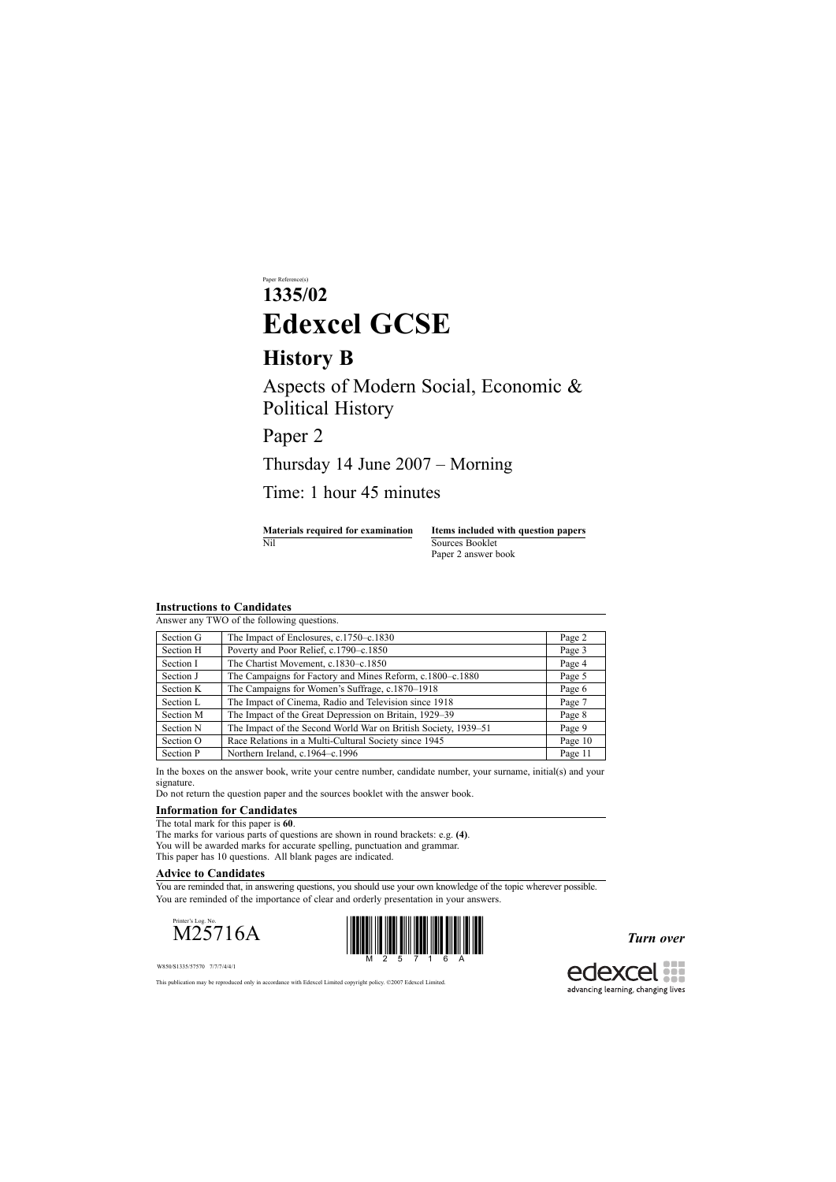Paper Reference(s)

# 1335/02

# Edexcel GCSE

## History B

Aspects of Modern Social, Economic & Political History

Paper 2

Thursday 14 June 2007 – Morning

Time: 1 hour 45 minutes

| Materials required for examination | Items included with question papers |
| --- | --- |
| Nil | Sources Booklet<br>Paper 2 answer book |

### Instructions to Candidates

Answer any TWO of the following questions.

| Section | Topic | Page |
| --- | --- | --- |
| Section G | The Impact of Enclosures, c.1750–c.1830 | Page 2 |
| Section H | Poverty and Poor Relief, c.1790–c.1850 | Page 3 |
| Section I | The Chartist Movement, c.1830–c.1850 | Page 4 |
| Section J | The Campaigns for Factory and Mines Reform, c.1800–c.1880 | Page 5 |
| Section K | The Campaigns for Women's Suffrage, c.1870–1918 | Page 6 |
| Section L | The Impact of Cinema, Radio and Television since 1918 | Page 7 |
| Section M | The Impact of the Great Depression on Britain, 1929–39 | Page 8 |
| Section N | The Impact of the Second World War on British Society, 1939–51 | Page 9 |
| Section O | Race Relations in a Multi-Cultural Society since 1945 | Page 10 |
| Section P | Northern Ireland, c.1964–c.1996 | Page 11 |

In the boxes on the answer book, write your centre number, candidate number, your surname, initial(s) and your signature.

Do not return the question paper and the sources booklet with the answer book.

### Information for Candidates

The total mark for this paper is **60**.

The marks for various parts of questions are shown in round brackets: e.g. **(4)**.

You will be awarded marks for accurate spelling, punctuation and grammar.

This paper has 10 questions. All blank pages are indicated.

### Advice to Candidates

You are reminded that, in answering questions, you should use your own knowledge of the topic wherever possible.

You are reminded of the importance of clear and orderly presentation in your answers.

Printer's Log. No.

M25716A

W850/S1335/57570 7/7/7/4/4/1

***Turn over***

This publication may be reproduced only in accordance with Edexcel Limited copyright policy. ©2007 Edexcel Limited.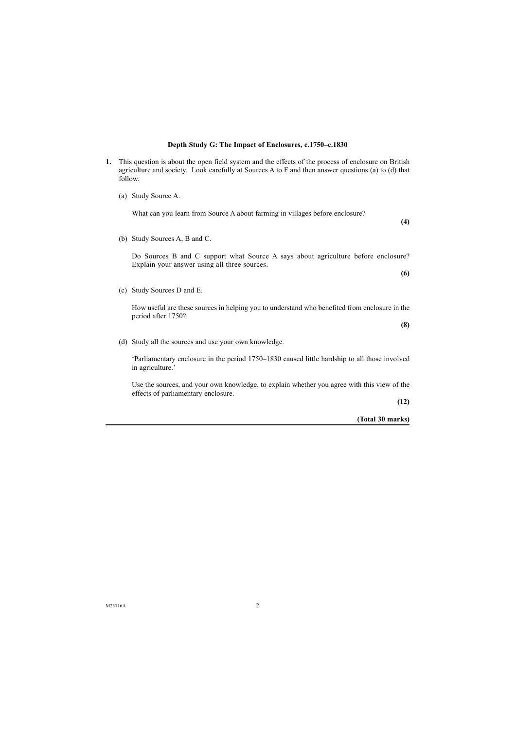## Depth Study G: The Impact of Enclosures, c.1750–c.1830

**1.** This question is about the open field system and the effects of the process of enclosure on British agriculture and society. Look carefully at Sources A to F and then answer questions (a) to (d) that follow.

(a) Study Source A.

What can you learn from Source A about farming in villages before enclosure?

**(4)**

(b) Study Sources A, B and C.

Do Sources B and C support what Source A says about agriculture before enclosure? Explain your answer using all three sources.

**(6)**

(c) Study Sources D and E.

How useful are these sources in helping you to understand who benefited from enclosure in the period after 1750?

**(8)**

(d) Study all the sources and use your own knowledge.

'Parliamentary enclosure in the period 1750–1830 caused little hardship to all those involved in agriculture.'

Use the sources, and your own knowledge, to explain whether you agree with this view of the effects of parliamentary enclosure.

**(12)**

**(Total 30 marks)**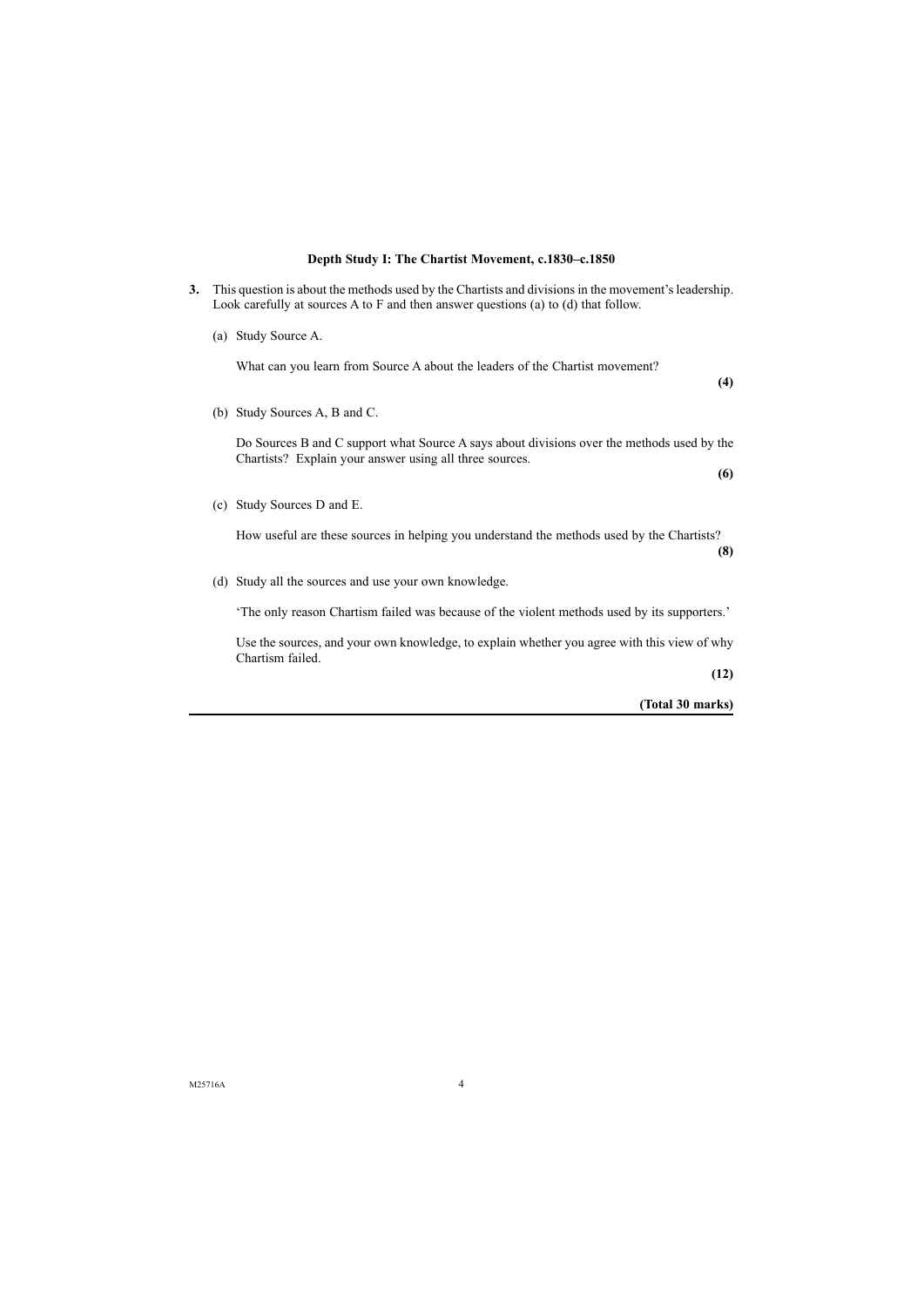## Depth Study I: The Chartist Movement, c.1830–c.1850

**3.** This question is about the methods used by the Chartists and divisions in the movement's leadership. Look carefully at sources A to F and then answer questions (a) to (d) that follow.

(a) Study Source A.

What can you learn from Source A about the leaders of the Chartist movement?

**(4)**

(b) Study Sources A, B and C.

Do Sources B and C support what Source A says about divisions over the methods used by the Chartists? Explain your answer using all three sources.

**(6)**

(c) Study Sources D and E.

How useful are these sources in helping you understand the methods used by the Chartists?

**(8)**

(d) Study all the sources and use your own knowledge.

'The only reason Chartism failed was because of the violent methods used by its supporters.'

Use the sources, and your own knowledge, to explain whether you agree with this view of why Chartism failed.

**(12)**

**(Total 30 marks)**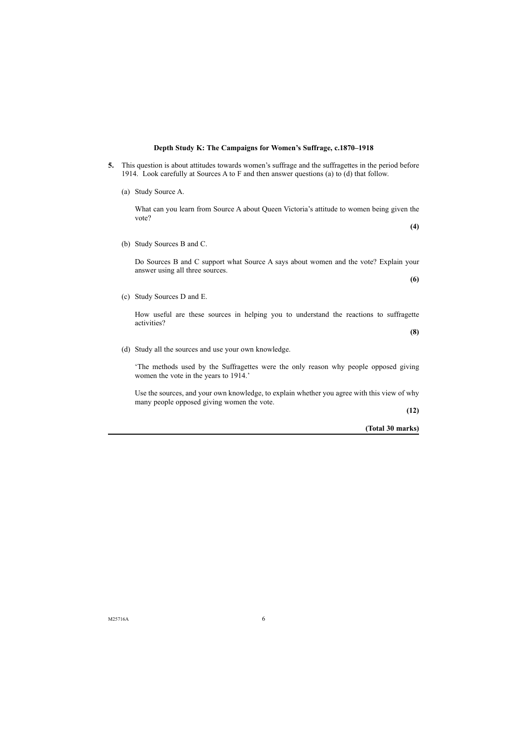**Depth Study K: The Campaigns for Women's Suffrage, c.1870–1918**

**5.** This question is about attitudes towards women's suffrage and the suffragettes in the period before 1914. Look carefully at Sources A to F and then answer questions (a) to (d) that follow.

(a) Study Source A.

What can you learn from Source A about Queen Victoria's attitude to women being given the vote?

**(4)**

(b) Study Sources B and C.

Do Sources B and C support what Source A says about women and the vote? Explain your answer using all three sources.

**(6)**

(c) Study Sources D and E.

How useful are these sources in helping you to understand the reactions to suffragette activities?

**(8)**

(d) Study all the sources and use your own knowledge.

'The methods used by the Suffragettes were the only reason why people opposed giving women the vote in the years to 1914.'

Use the sources, and your own knowledge, to explain whether you agree with this view of why many people opposed giving women the vote.

**(12)**

**(Total 30 marks)**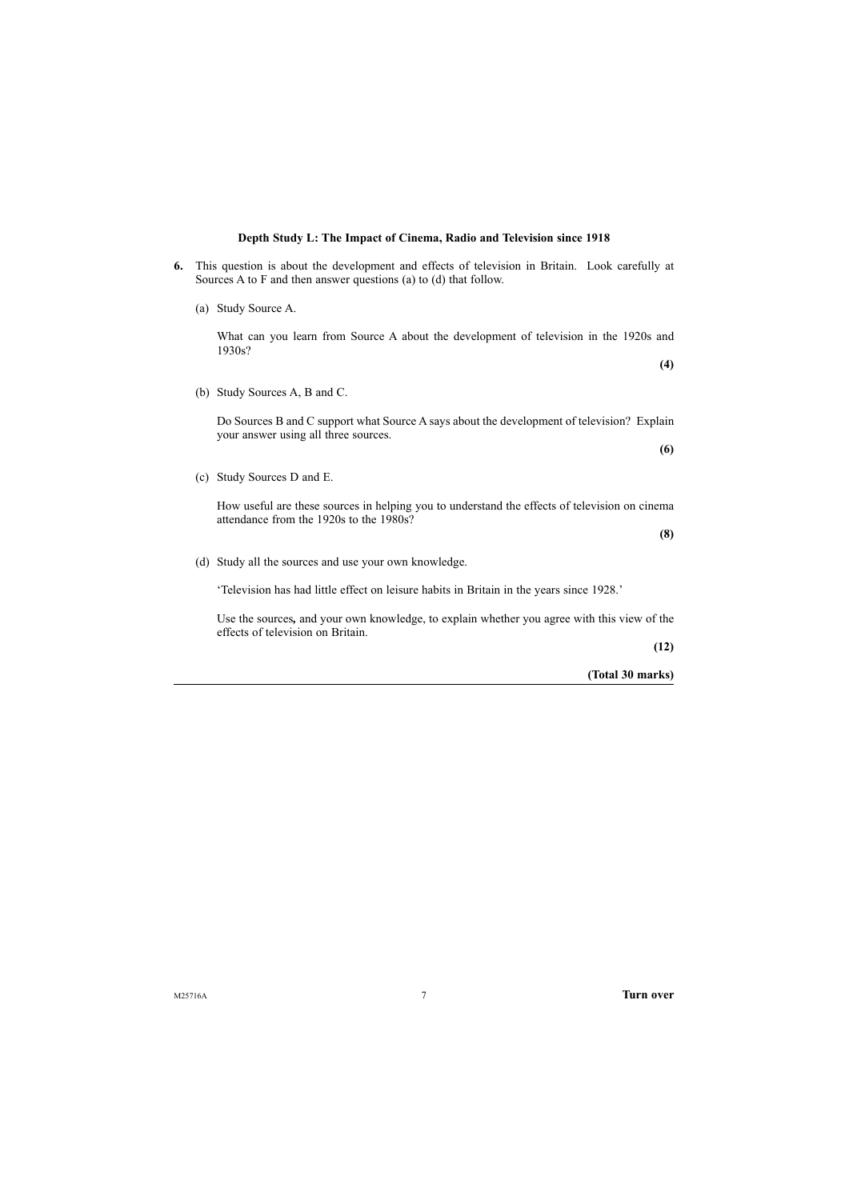## Depth Study L: The Impact of Cinema, Radio and Television since 1918

**6.** This question is about the development and effects of television in Britain. Look carefully at Sources A to F and then answer questions (a) to (d) that follow.

(a) Study Source A.

What can you learn from Source A about the development of television in the 1920s and 1930s?

**(4)**

(b) Study Sources A, B and C.

Do Sources B and C support what Source A says about the development of television? Explain your answer using all three sources.

**(6)**

(c) Study Sources D and E.

How useful are these sources in helping you to understand the effects of television on cinema attendance from the 1920s to the 1980s?

**(8)**

(d) Study all the sources and use your own knowledge.

'Television has had little effect on leisure habits in Britain in the years since 1928.'

Use the sources**,** and your own knowledge, to explain whether you agree with this view of the effects of television on Britain.

**(12)**

**(Total 30 marks)**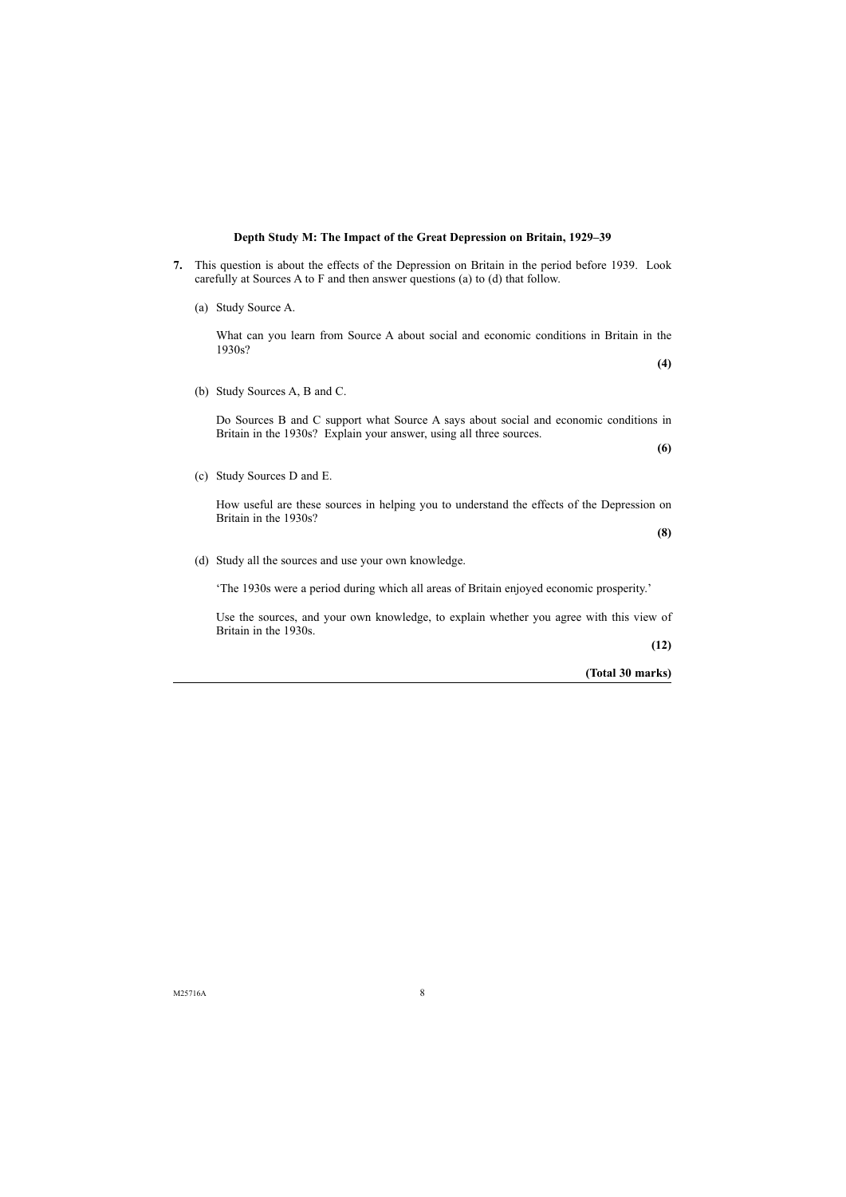## Depth Study M: The Impact of the Great Depression on Britain, 1929–39

**7.** This question is about the effects of the Depression on Britain in the period before 1939. Look carefully at Sources A to F and then answer questions (a) to (d) that follow.

(a) Study Source A.

What can you learn from Source A about social and economic conditions in Britain in the 1930s?

**(4)**

(b) Study Sources A, B and C.

Do Sources B and C support what Source A says about social and economic conditions in Britain in the 1930s? Explain your answer, using all three sources.

**(6)**

(c) Study Sources D and E.

How useful are these sources in helping you to understand the effects of the Depression on Britain in the 1930s?

**(8)**

(d) Study all the sources and use your own knowledge.

'The 1930s were a period during which all areas of Britain enjoyed economic prosperity.'

Use the sources, and your own knowledge, to explain whether you agree with this view of Britain in the 1930s.

**(12)**

**(Total 30 marks)**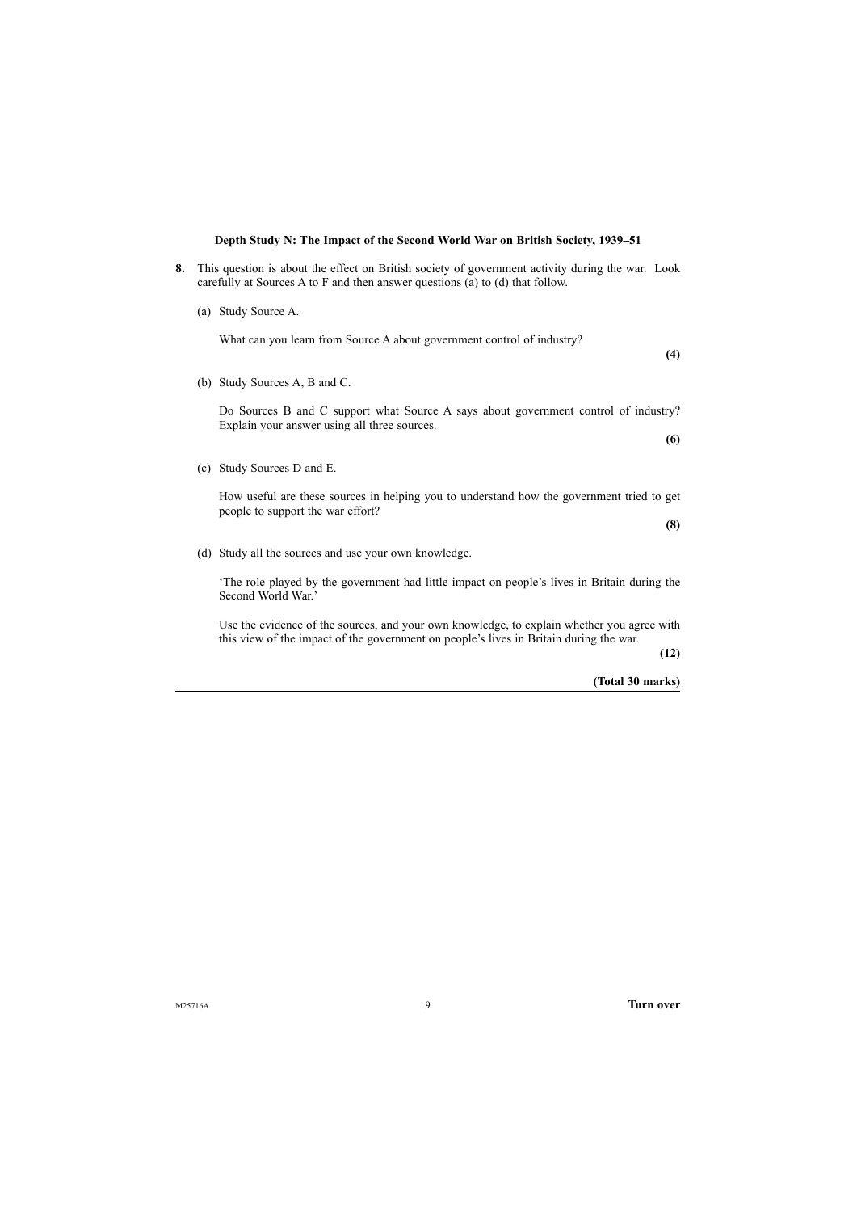**Depth Study N: The Impact of the Second World War on British Society, 1939–51**

**8.** This question is about the effect on British society of government activity during the war. Look carefully at Sources A to F and then answer questions (a) to (d) that follow.

(a) Study Source A.

What can you learn from Source A about government control of industry?

**(4)**

(b) Study Sources A, B and C.

Do Sources B and C support what Source A says about government control of industry? Explain your answer using all three sources.

**(6)**

(c) Study Sources D and E.

How useful are these sources in helping you to understand how the government tried to get people to support the war effort?

**(8)**

(d) Study all the sources and use your own knowledge.

'The role played by the government had little impact on people's lives in Britain during the Second World War.'

Use the evidence of the sources, and your own knowledge, to explain whether you agree with this view of the impact of the government on people's lives in Britain during the war.

**(12)**

**(Total 30 marks)**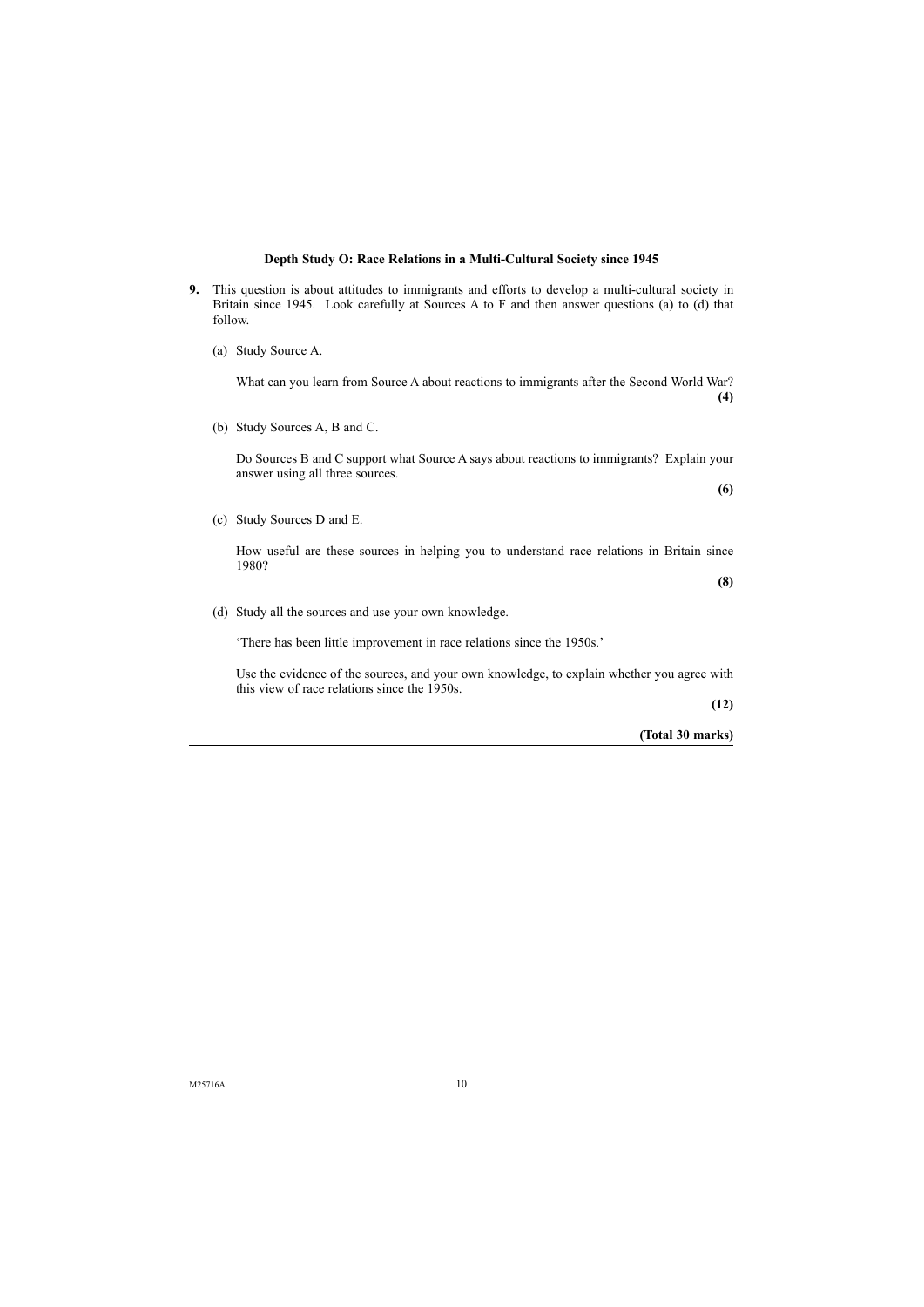**Depth Study O: Race Relations in a Multi-Cultural Society since 1945**

**9.** This question is about attitudes to immigrants and efforts to develop a multi-cultural society in Britain since 1945. Look carefully at Sources A to F and then answer questions (a) to (d) that follow.

(a) Study Source A.

What can you learn from Source A about reactions to immigrants after the Second World War?
**(4)**

(b) Study Sources A, B and C.

Do Sources B and C support what Source A says about reactions to immigrants? Explain your answer using all three sources.
**(6)**

(c) Study Sources D and E.

How useful are these sources in helping you to understand race relations in Britain since 1980?
**(8)**

(d) Study all the sources and use your own knowledge.

'There has been little improvement in race relations since the 1950s.'

Use the evidence of the sources, and your own knowledge, to explain whether you agree with this view of race relations since the 1950s.
**(12)**

**(Total 30 marks)**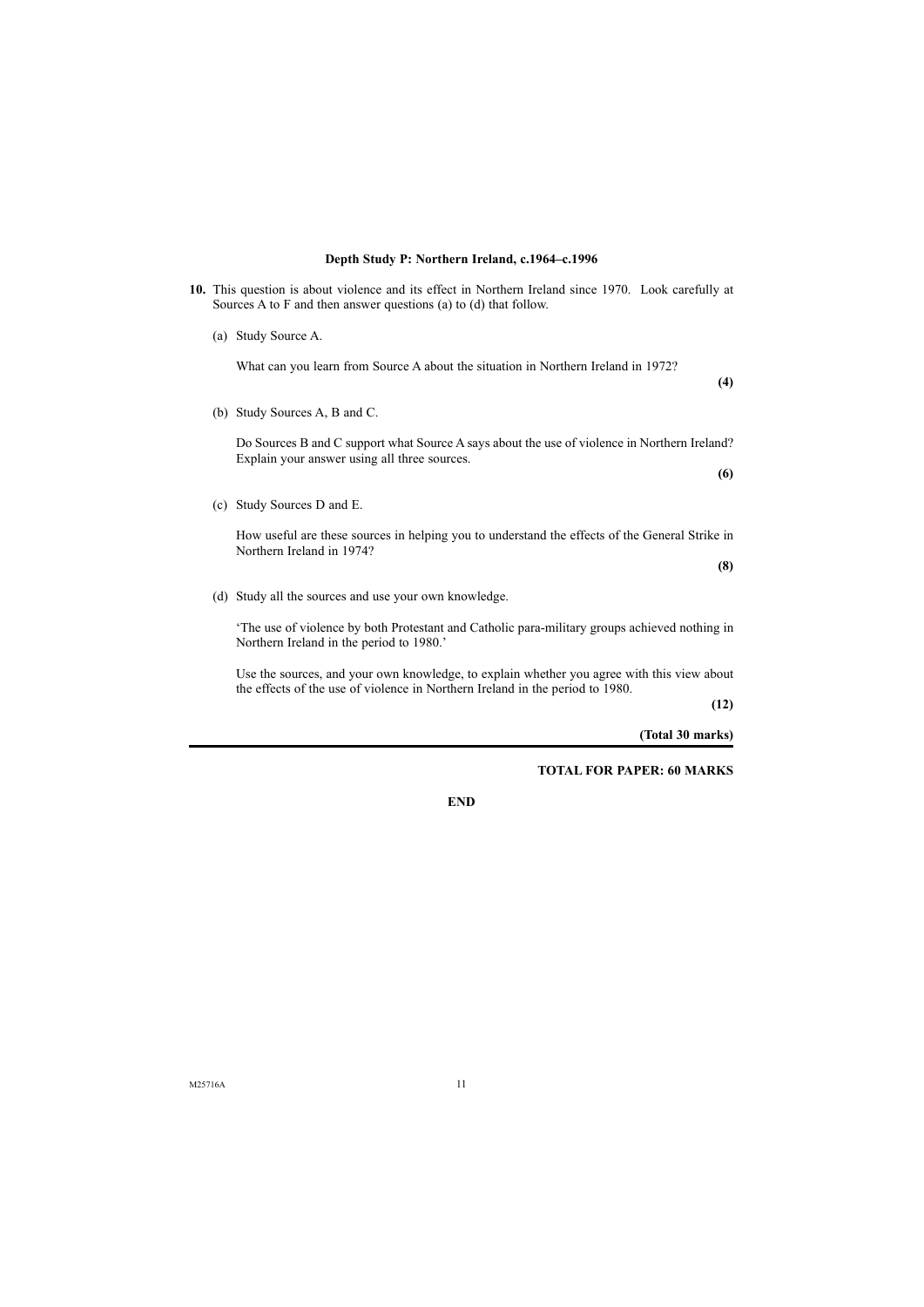## Depth Study P: Northern Ireland, c.1964–c.1996

**10.** This question is about violence and its effect in Northern Ireland since 1970. Look carefully at Sources A to F and then answer questions (a) to (d) that follow.

(a) Study Source A.

What can you learn from Source A about the situation in Northern Ireland in 1972?

**(4)**

(b) Study Sources A, B and C.

Do Sources B and C support what Source A says about the use of violence in Northern Ireland? Explain your answer using all three sources.

**(6)**

(c) Study Sources D and E.

How useful are these sources in helping you to understand the effects of the General Strike in Northern Ireland in 1974?

**(8)**

(d) Study all the sources and use your own knowledge.

'The use of violence by both Protestant and Catholic para-military groups achieved nothing in Northern Ireland in the period to 1980.'

Use the sources, and your own knowledge, to explain whether you agree with this view about the effects of the use of violence in Northern Ireland in the period to 1980.

**(12)**

**(Total 30 marks)**

---

**TOTAL FOR PAPER: 60 MARKS**

**END**

M25716A